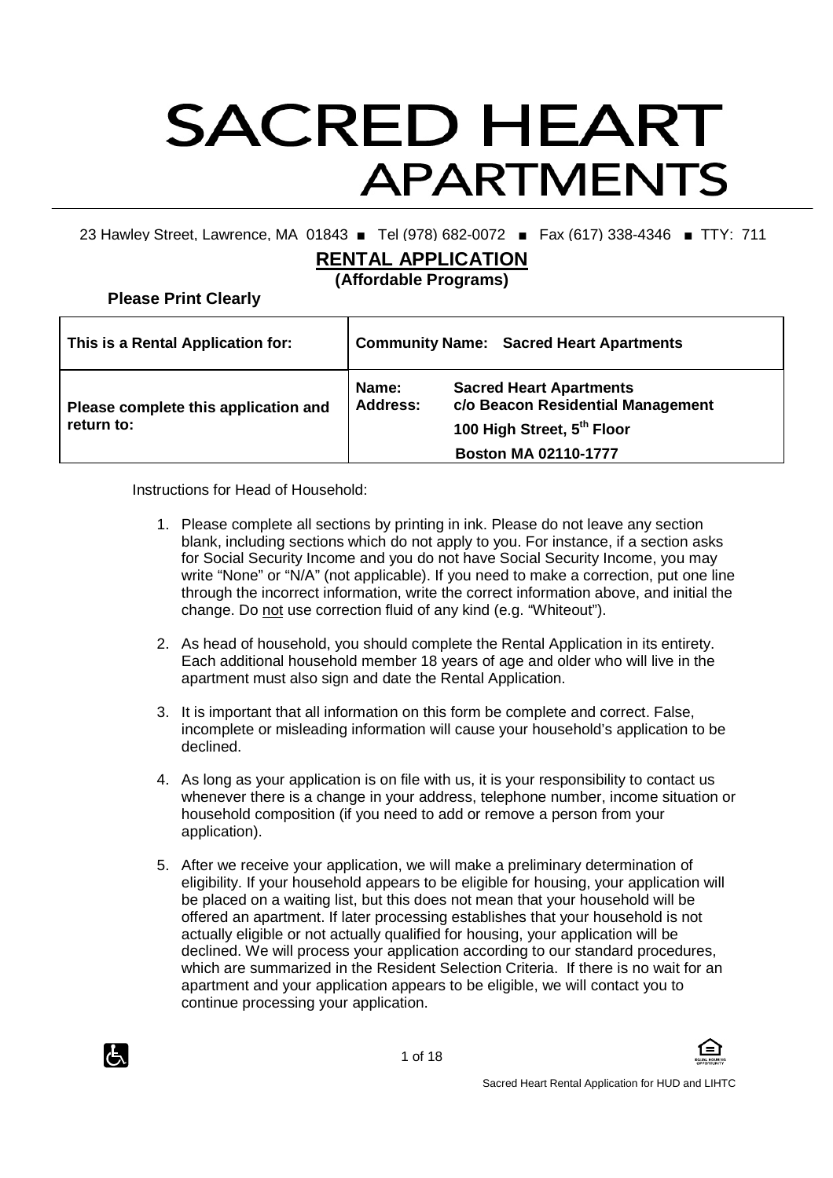# SACRED HEART APARTMENTS

23 Hawley Street, Lawrence, MA 01843 ■ Tel (978) 682-0072 ■ Fax (617) 338-4346 ■ TTY: 711

## RENTAL APPLICATION

**(Affordable Programs)**

**Please Print Clearly**

| **This is a Rental Application for:** | **Community Name: Sacred Heart Apartments** |
|---|---|
| **Please complete this application and return to:** | **Name:** **Sacred Heart Apartments**<br>**Address:** **c/o Beacon Residential Management**<br>**100 High Street, 5th Floor**<br>**Boston MA 02110-1777** |

Instructions for Head of Household:

1. Please complete all sections by printing in ink. Please do not leave any section blank, including sections which do not apply to you. For instance, if a section asks for Social Security Income and you do not have Social Security Income, you may write "None" or "N/A" (not applicable). If you need to make a correction, put one line through the incorrect information, write the correct information above, and initial the change. Do not use correction fluid of any kind (e.g. "Whiteout").
2. As head of household, you should complete the Rental Application in its entirety. Each additional household member 18 years of age and older who will live in the apartment must also sign and date the Rental Application.
3. It is important that all information on this form be complete and correct. False, incomplete or misleading information will cause your household's application to be declined.
4. As long as your application is on file with us, it is your responsibility to contact us whenever there is a change in your address, telephone number, income situation or household composition (if you need to add or remove a person from your application).
5. After we receive your application, we will make a preliminary determination of eligibility. If your household appears to be eligible for housing, your application will be placed on a waiting list, but this does not mean that your household will be offered an apartment. If later processing establishes that your household is not actually eligible or not actually qualified for housing, your application will be declined. We will process your application according to our standard procedures, which are summarized in the Resident Selection Criteria. If there is no wait for an apartment and your application appears to be eligible, we will contact you to continue processing your application.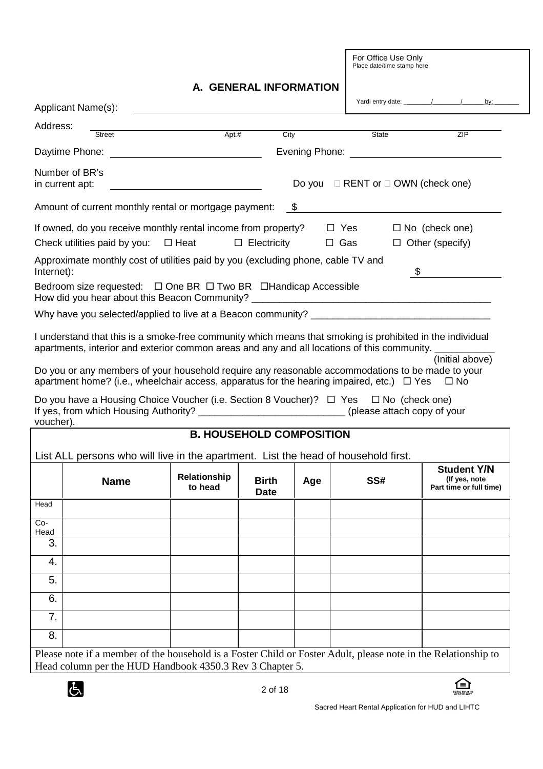For Office Use Only
Place date/time stamp here

Yardi entry date: ______/______/______ by: ______

## A. GENERAL INFORMATION

Applicant Name(s): ____________________

Address: ____________________
Street | Apt.# | City | State | ZIP

Daytime Phone: ____________________ Evening Phone: ____________________

Number of BR's in current apt: ____________________ Do you ☐ RENT or ☐ OWN (check one)

Amount of current monthly rental or mortgage payment: $ ____________________

If owned, do you receive monthly rental income from property? ☐ Yes ☐ No (check one)

Check utilities paid by you: ☐ Heat ☐ Electricity ☐ Gas ☐ Other (specify)

Approximate monthly cost of utilities paid by you (excluding phone, cable TV and Internet): $ ____________________

Bedroom size requested: ☐ One BR ☐ Two BR ☐Handicap Accessible

How did you hear about this Beacon Community? ____________________

Why have you selected/applied to live at a Beacon community? ____________________

I understand that this is a smoke-free community which means that smoking is prohibited in the individual apartments, interior and exterior common areas and any and all locations of this community. ___________ (Initial above)

Do you or any members of your household require any reasonable accommodations to be made to your apartment home? (i.e., wheelchair access, apparatus for the hearing impaired, etc.) ☐ Yes ☐ No

Do you have a Housing Choice Voucher (i.e. Section 8 Voucher)? ☐ Yes ☐ No (check one)
If yes, from which Housing Authority? ___________________________ (please attach copy of your voucher).

## B. HOUSEHOLD COMPOSITION

List ALL persons who will live in the apartment. List the head of household first.

| | Name | Relationship to head | Birth Date | Age | SS# | Student Y/N (If yes, note Part time or full time) |
|---|---|---|---|---|---|---|
| Head | | | | | | |
| Co-Head | | | | | | |
| 3. | | | | | | |
| 4. | | | | | | |
| 5. | | | | | | |
| 6. | | | | | | |
| 7. | | | | | | |
| 8. | | | | | | |

Please note if a member of the household is a Foster Child or Foster Adult, please note in the Relationship to Head column per the HUD Handbook 4350.3 Rev 3 Chapter 5.

Sacred Heart Rental Application for HUD and LIHTC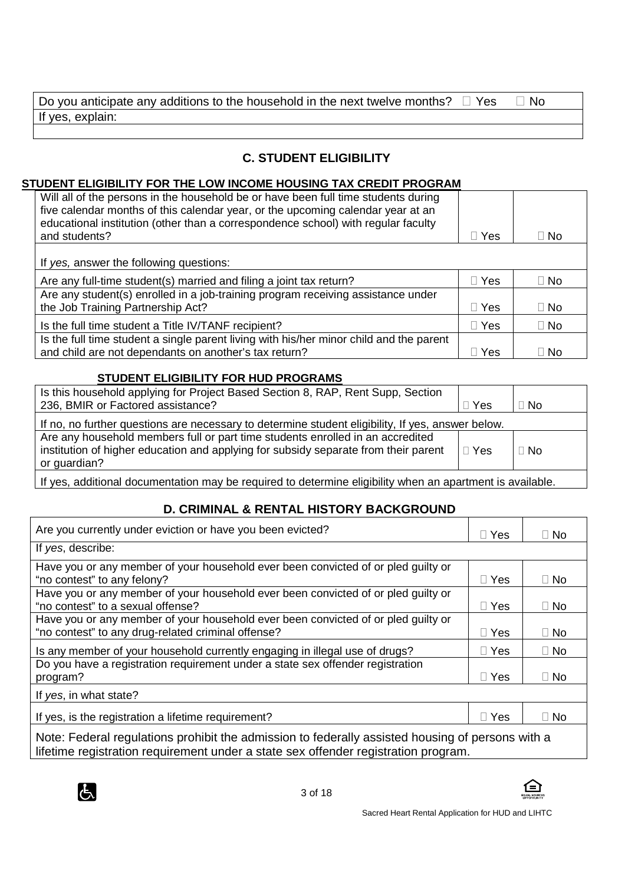| Do you anticipate any additions to the household in the next twelve months? ☐ Yes ☐ No |
|---|
| If yes, explain: |
| |

## C. STUDENT ELIGIBILITY

**STUDENT ELIGIBILITY FOR THE LOW INCOME HOUSING TAX CREDIT PROGRAM**

| | | |
|---|---|---|
| Will all of the persons in the household be or have been full time students during five calendar months of this calendar year, or the upcoming calendar year at an educational institution (other than a correspondence school) with regular faculty and students? | ☐ Yes | ☐ No |
| If *yes,* answer the following questions: | | |
| Are any full-time student(s) married and filing a joint tax return? | ☐ Yes | ☐ No |
| Are any student(s) enrolled in a job-training program receiving assistance under the Job Training Partnership Act? | ☐ Yes | ☐ No |
| Is the full time student a Title IV/TANF recipient? | ☐ Yes | ☐ No |
| Is the full time student a single parent living with his/her minor child and the parent and child are not dependants on another's tax return? | ☐ Yes | ☐ No |

**STUDENT ELIGIBILITY FOR HUD PROGRAMS**

| | | |
|---|---|---|
| Is this household applying for Project Based Section 8, RAP, Rent Supp, Section 236, BMIR or Factored assistance? | ☐ Yes | ☐ No |
| If no, no further questions are necessary to determine student eligibility, If yes, answer below. | | |
| Are any household members full or part time students enrolled in an accredited institution of higher education and applying for subsidy separate from their parent or guardian? | ☐ Yes | ☐ No |
| If yes, additional documentation may be required to determine eligibility when an apartment is available. | | |

## D. CRIMINAL & RENTAL HISTORY BACKGROUND

| | | |
|---|---|---|
| Are you currently under eviction or have you been evicted? | ☐ Yes | ☐ No |
| If *yes*, describe: | | |
| Have you or any member of your household ever been convicted of or pled guilty or "no contest" to any felony? | ☐ Yes | ☐ No |
| Have you or any member of your household ever been convicted of or pled guilty or "no contest" to a sexual offense? | ☐ Yes | ☐ No |
| Have you or any member of your household ever been convicted of or pled guilty or "no contest" to any drug-related criminal offense? | ☐ Yes | ☐ No |
| Is any member of your household currently engaging in illegal use of drugs? | ☐ Yes | ☐ No |
| Do you have a registration requirement under a state sex offender registration program? | ☐ Yes | ☐ No |
| If *yes*, in what state? | | |
| If yes, is the registration a lifetime requirement? | ☐ Yes | ☐ No |
| Note: Federal regulations prohibit the admission to federally assisted housing of persons with a lifetime registration requirement under a state sex offender registration program. | | |

Sacred Heart Rental Application for HUD and LIHTC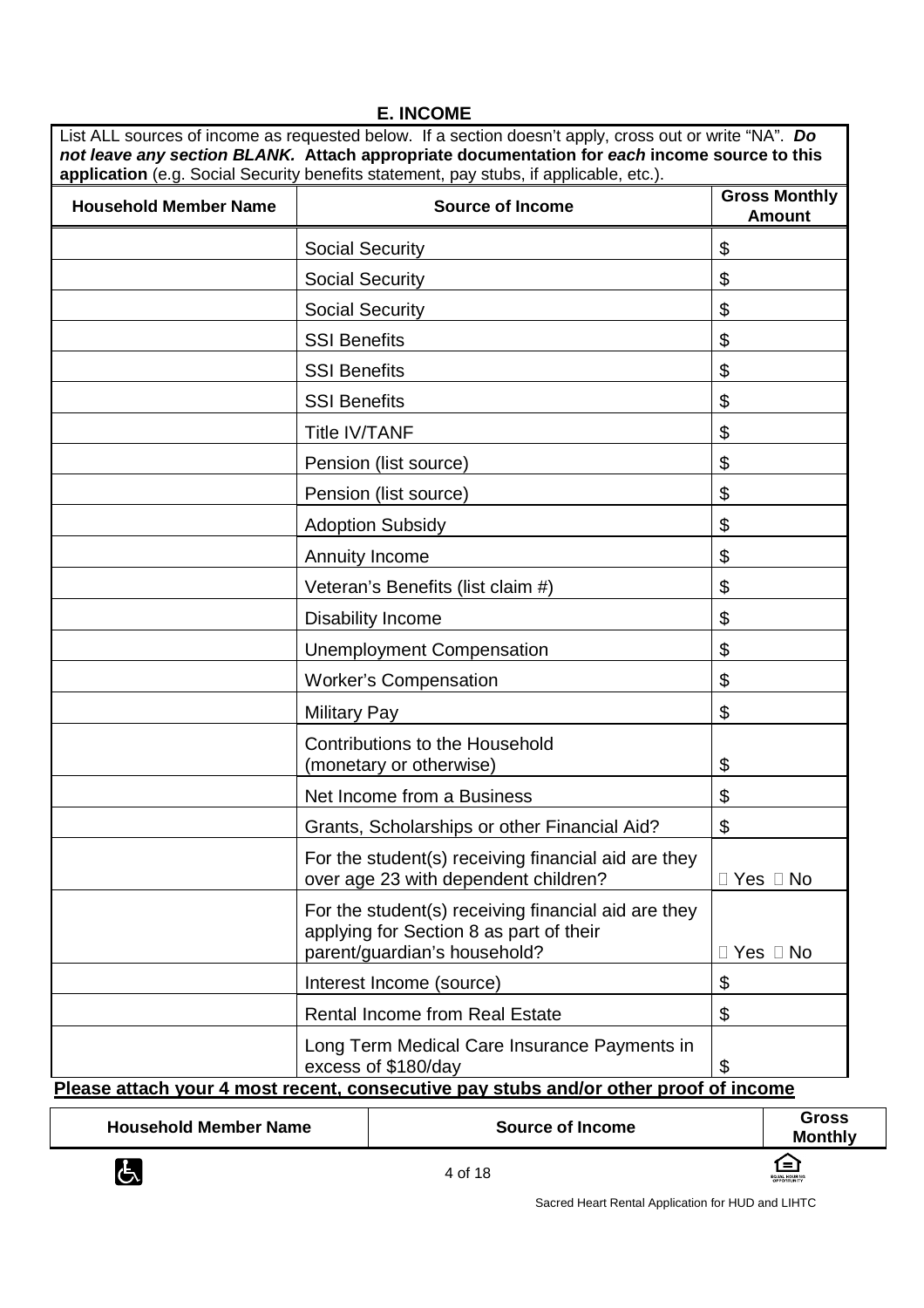## E. INCOME

List ALL sources of income as requested below. If a section doesn't apply, cross out or write "NA". ***Do not leave any section BLANK.*** **Attach appropriate documentation for *each* income source to this application** (e.g. Social Security benefits statement, pay stubs, if applicable, etc.).

| Household Member Name | Source of Income | Gross Monthly Amount |
|---|---|---|
| | Social Security | $ |
| | Social Security | $ |
| | Social Security | $ |
| | SSI Benefits | $ |
| | SSI Benefits | $ |
| | SSI Benefits | $ |
| | Title IV/TANF | $ |
| | Pension (list source) | $ |
| | Pension (list source) | $ |
| | Adoption Subsidy | $ |
| | Annuity Income | $ |
| | Veteran's Benefits (list claim #) | $ |
| | Disability Income | $ |
| | Unemployment Compensation | $ |
| | Worker's Compensation | $ |
| | Military Pay | $ |
| | Contributions to the Household (monetary or otherwise) | $ |
| | Net Income from a Business | $ |
| | Grants, Scholarships or other Financial Aid? | $ |
| | For the student(s) receiving financial aid are they over age 23 with dependent children? | ☐ Yes ☐ No |
| | For the student(s) receiving financial aid are they applying for Section 8 as part of their parent/guardian's household? | ☐ Yes ☐ No |
| | Interest Income (source) | $ |
| | Rental Income from Real Estate | $ |
| | Long Term Medical Care Insurance Payments in excess of $180/day | $ |

**<u>Please attach your 4 most recent, consecutive pay stubs and/or other proof of income</u>**

| Household Member Name | Source of Income | Gross Monthly |
|---|---|---|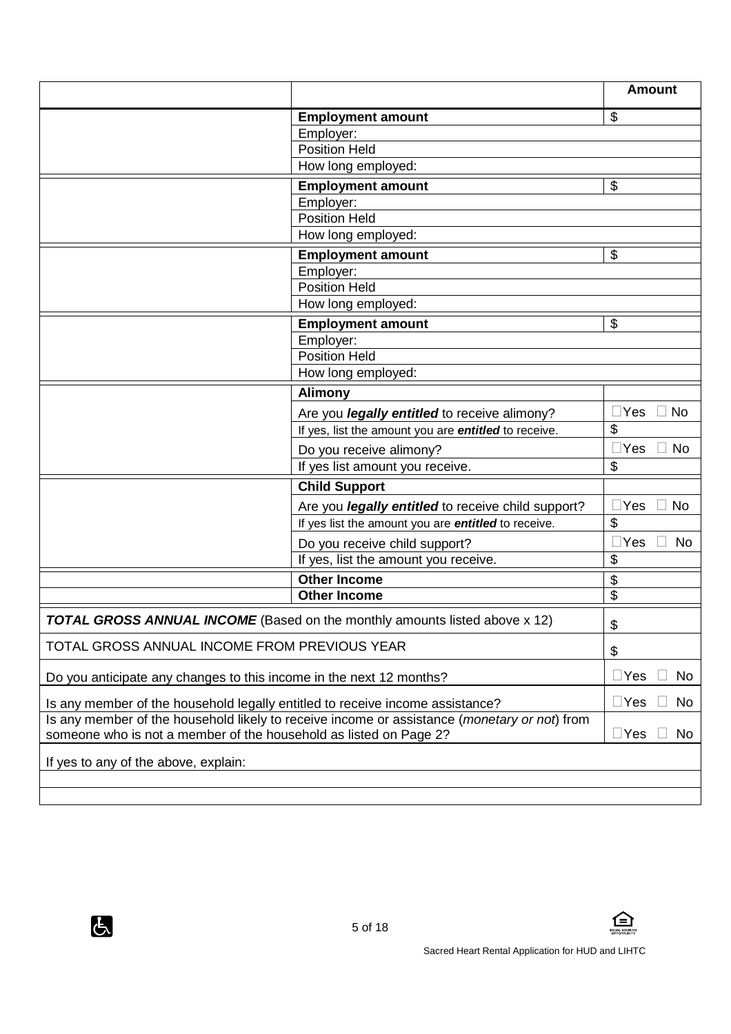| | | Amount |
|---|---|---|
| | **Employment amount** | $ |
| | Employer: | |
| | Position Held | |
| | How long employed: | |
| | **Employment amount** | $ |
| | Employer: | |
| | Position Held | |
| | How long employed: | |
| | **Employment amount** | $ |
| | Employer: | |
| | Position Held | |
| | How long employed: | |
| | **Employment amount** | $ |
| | Employer: | |
| | Position Held | |
| | How long employed: | |
| | **Alimony** | |
| | Are you ***legally entitled*** to receive alimony? | ☐Yes ☐ No |
| | If yes, list the amount you are ***entitled*** to receive. | $ |
| | Do you receive alimony? | ☐Yes ☐ No |
| | If yes list amount you receive. | $ |
| | **Child Support** | |
| | Are you ***legally entitled*** to receive child support? | ☐Yes ☐ No |
| | If yes list the amount you are ***entitled*** to receive. | $ |
| | Do you receive child support? | ☐Yes ☐ No |
| | If yes, list the amount you receive. | $ |
| | **Other Income** | $ |
| | **Other Income** | $ |
| ***TOTAL GROSS ANNUAL INCOME*** (Based on the monthly amounts listed above x 12) | | $ |
| TOTAL GROSS ANNUAL INCOME FROM PREVIOUS YEAR | | $ |
| Do you anticipate any changes to this income in the next 12 months? | | ☐Yes ☐ No |
| Is any member of the household legally entitled to receive income assistance? | | ☐Yes ☐ No |
| Is any member of the household likely to receive income or assistance (*monetary or not*) from someone who is not a member of the household as listed on Page 2? | | ☐Yes ☐ No |
| If yes to any of the above, explain: | | |
| | | |
| | | |

Sacred Heart Rental Application for HUD and LIHTC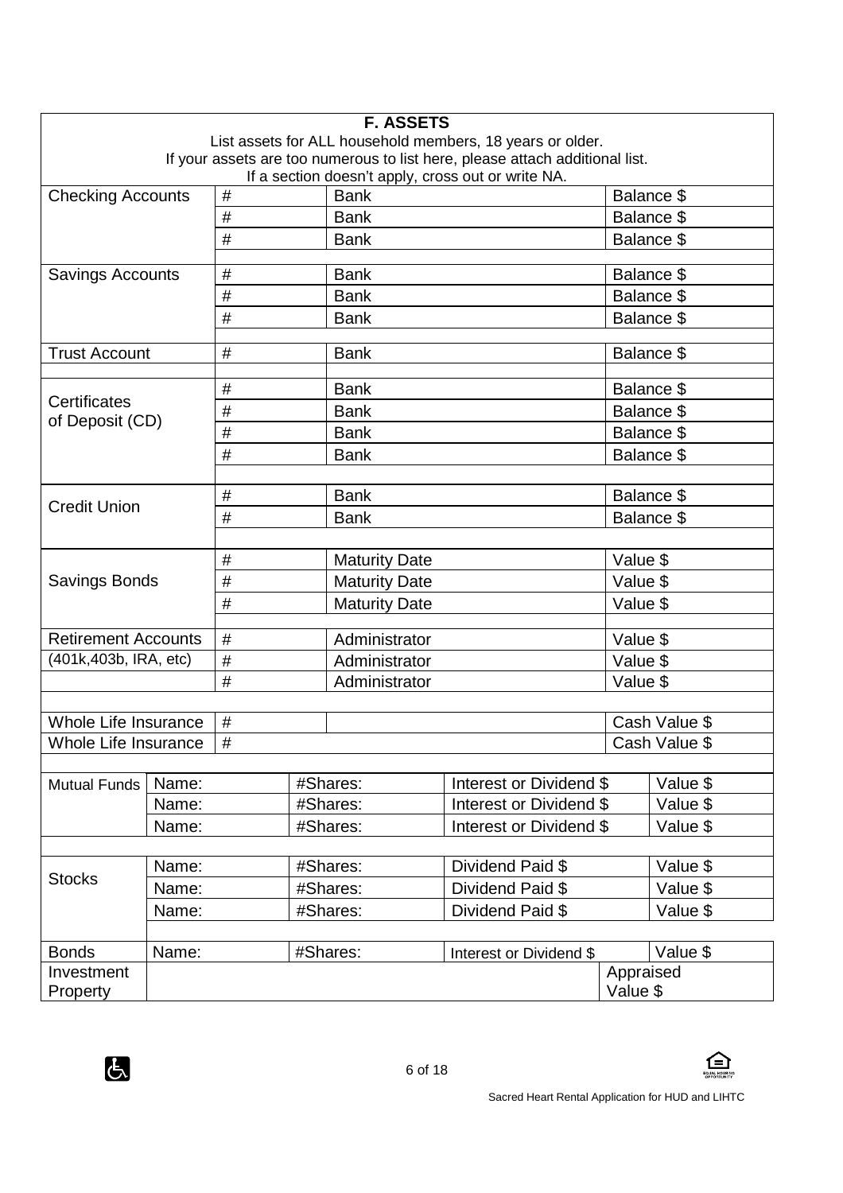## F. ASSETS

List assets for ALL household members, 18 years or older.
If your assets are too numerous to list here, please attach additional list.
If a section doesn't apply, cross out or write NA.

| Type | # | Bank / Date / Administrator | Balance / Value |
|---|---|---|---|
| Checking Accounts | # | Bank | Balance $ |
| | # | Bank | Balance $ |
| | # | Bank | Balance $ |
| Savings Accounts | # | Bank | Balance $ |
| | # | Bank | Balance $ |
| | # | Bank | Balance $ |
| Trust Account | # | Bank | Balance $ |
| Certificates of Deposit (CD) | # | Bank | Balance $ |
| | # | Bank | Balance $ |
| | # | Bank | Balance $ |
| | # | Bank | Balance $ |
| Credit Union | # | Bank | Balance $ |
| | # | Bank | Balance $ |
| Savings Bonds | # | Maturity Date | Value $ |
| | # | Maturity Date | Value $ |
| | # | Maturity Date | Value $ |
| Retirement Accounts (401k,403b, IRA, etc) | # | Administrator | Value $ |
| | # | Administrator | Value $ |
| | # | Administrator | Value $ |
| Whole Life Insurance | # | | Cash Value $ |
| Whole Life Insurance | # | | Cash Value $ |

| Type | Name | #Shares | Interest or Dividend | Value |
|---|---|---|---|---|
| Mutual Funds | Name: | #Shares: | Interest or Dividend $ | Value $ |
| | Name: | #Shares: | Interest or Dividend $ | Value $ |
| | Name: | #Shares: | Interest or Dividend $ | Value $ |
| Stocks | Name: | #Shares: | Dividend Paid $ | Value $ |
| | Name: | #Shares: | Dividend Paid $ | Value $ |
| | Name: | #Shares: | Dividend Paid $ | Value $ |
| Bonds | Name: | #Shares: | Interest or Dividend $ | Value $ |
| Investment Property | | | | Appraised Value $ |

Sacred Heart Rental Application for HUD and LIHTC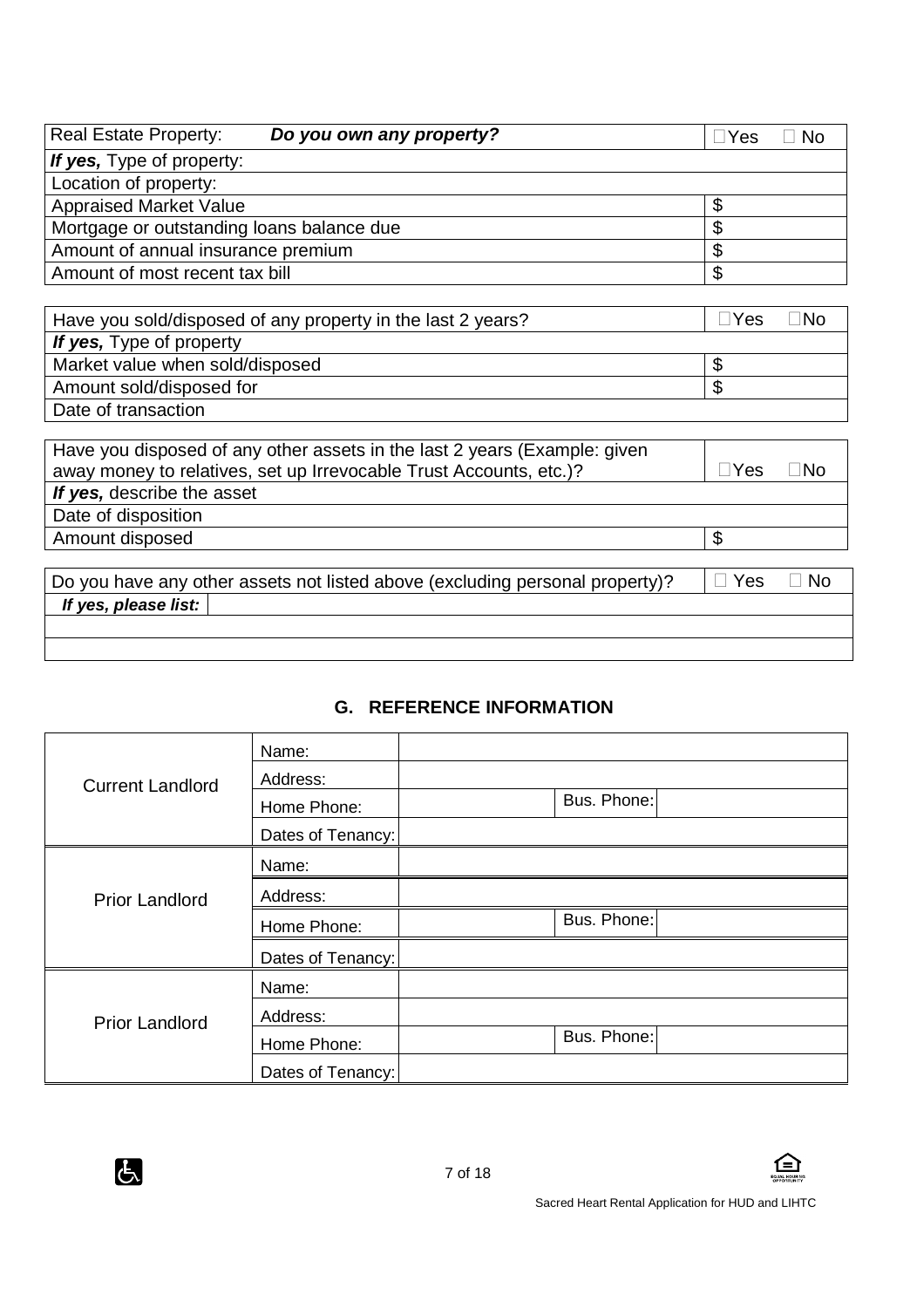| Real Estate Property: ***Do you own any property?*** | ☐Yes ☐ No |
|---|---|
| ***If yes,*** Type of property: | |
| Location of property: | |
| Appraised Market Value | $ |
| Mortgage or outstanding loans balance due | $ |
| Amount of annual insurance premium | $ |
| Amount of most recent tax bill | $ |

| Have you sold/disposed of any property in the last 2 years? | ☐Yes ☐No |
|---|---|
| ***If yes,*** Type of property | |
| Market value when sold/disposed | $ |
| Amount sold/disposed for | $ |
| Date of transaction | |

| Have you disposed of any other assets in the last 2 years (Example: given away money to relatives, set up Irrevocable Trust Accounts, etc.)? | ☐Yes ☐No |
|---|---|
| ***If yes,*** describe the asset | |
| Date of disposition | |
| Amount disposed | $ |

| Do you have any other assets not listed above (excluding personal property)? | ☐ Yes ☐ No |
|---|---|
| ***If yes, please list:*** | |
| | |
| | |

## G. REFERENCE INFORMATION

| | | | | |
|---|---|---|---|---|
| Current Landlord | Name: | | | |
| | Address: | | | |
| | Home Phone: | | Bus. Phone: | |
| | Dates of Tenancy: | | | |
| Prior Landlord | Name: | | | |
| | Address: | | | |
| | Home Phone: | | Bus. Phone: | |
| | Dates of Tenancy: | | | |
| Prior Landlord | Name: | | | |
| | Address: | | | |
| | Home Phone: | | Bus. Phone: | |
| | Dates of Tenancy: | | | |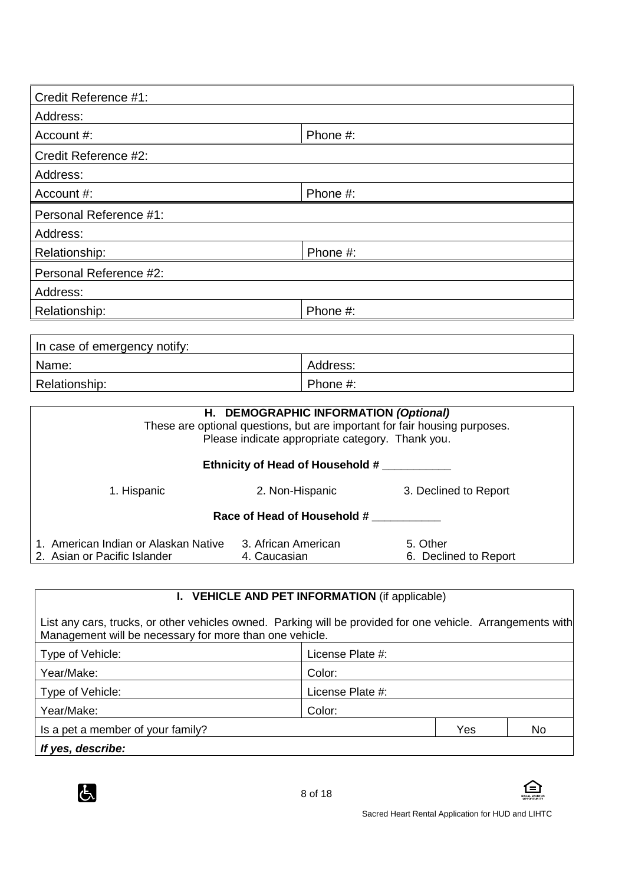| Credit Reference #1: | |
|---|---|
| Address: | |
| Account #: | Phone #: |
| Credit Reference #2: | |
| Address: | |
| Account #: | Phone #: |
| Personal Reference #1: | |
| Address: | |
| Relationship: | Phone #: |
| Personal Reference #2: | |
| Address: | |
| Relationship: | Phone #: |

| In case of emergency notify: | |
|---|---|
| Name: | Address: |
| Relationship: | Phone #: |

## H. DEMOGRAPHIC INFORMATION *(Optional)*

These are optional questions, but are important for fair housing purposes.
Please indicate appropriate category. Thank you.

**Ethnicity of Head of Household # ___________**

1. Hispanic
2. Non-Hispanic
3. Declined to Report

**Race of Head of Household # ___________**

1. American Indian or Alaskan Native
2. Asian or Pacific Islander
3. African American
4. Caucasian
5. Other
6. Declined to Report

## I. VEHICLE AND PET INFORMATION (if applicable)

List any cars, trucks, or other vehicles owned. Parking will be provided for one vehicle. Arrangements with Management will be necessary for more than one vehicle.

| Type of Vehicle: | License Plate #: | | |
|---|---|---|---|
| Year/Make: | Color: | | |
| Type of Vehicle: | License Plate #: | | |
| Year/Make: | Color: | | |
| Is a pet a member of your family? | | Yes | No |
| ***If yes, describe:*** | | | |

Sacred Heart Rental Application for HUD and LIHTC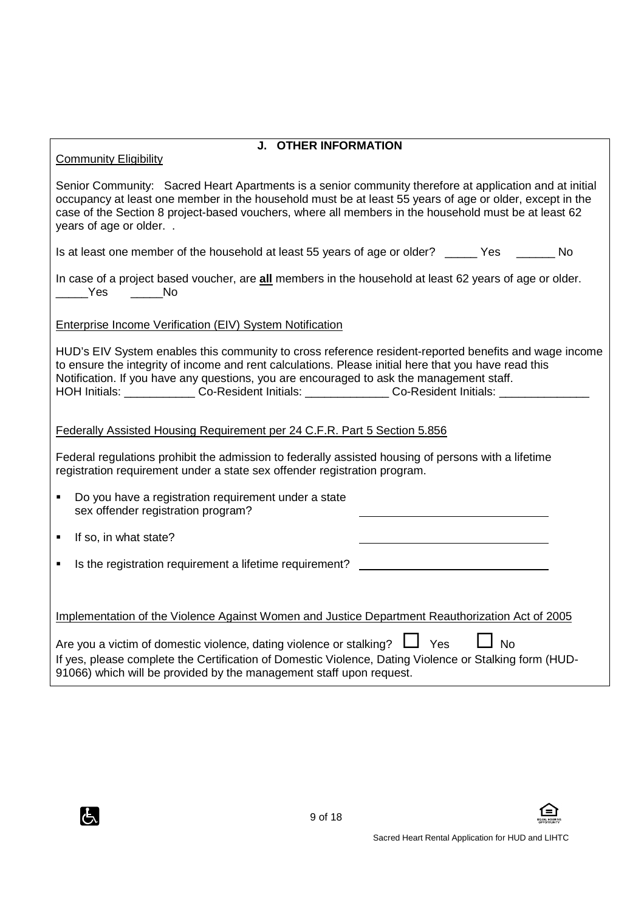## J. OTHER INFORMATION

Community Eligibility

Senior Community: Sacred Heart Apartments is a senior community therefore at application and at initial occupancy at least one member in the household must be at least 55 years of age or older, except in the case of the Section 8 project-based vouchers, where all members in the household must be at least 62 years of age or older. .

Is at least one member of the household at least 55 years of age or older? _____ Yes ______ No

In case of a project based voucher, are **all** members in the household at least 62 years of age or older. _____Yes _____No

Enterprise Income Verification (EIV) System Notification

HUD's EIV System enables this community to cross reference resident-reported benefits and wage income to ensure the integrity of income and rent calculations. Please initial here that you have read this Notification. If you have any questions, you are encouraged to ask the management staff.
HOH Initials: ___________ Co-Resident Initials: _____________ Co-Resident Initials: ______________

Federally Assisted Housing Requirement per 24 C.F.R. Part 5 Section 5.856

Federal regulations prohibit the admission to federally assisted housing of persons with a lifetime registration requirement under a state sex offender registration program.

- Do you have a registration requirement under a state sex offender registration program? ______________________________
- If so, in what state? ______________________________
- Is the registration requirement a lifetime requirement? ______________________________

Implementation of the Violence Against Women and Justice Department Reauthorization Act of 2005

Are you a victim of domestic violence, dating violence or stalking? ☐ Yes ☐ No
If yes, please complete the Certification of Domestic Violence, Dating Violence or Stalking form (HUD-91066) which will be provided by the management staff upon request.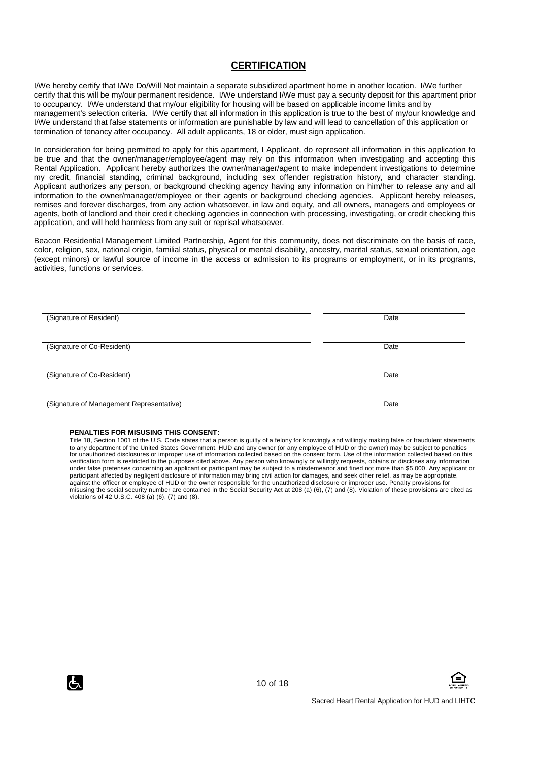## CERTIFICATION

I/We hereby certify that I/We Do/Will Not maintain a separate subsidized apartment home in another location. I/We further certify that this will be my/our permanent residence. I/We understand I/We must pay a security deposit for this apartment prior to occupancy. I/We understand that my/our eligibility for housing will be based on applicable income limits and by management's selection criteria. I/We certify that all information in this application is true to the best of my/our knowledge and I/We understand that false statements or information are punishable by law and will lead to cancellation of this application or termination of tenancy after occupancy. All adult applicants, 18 or older, must sign application.

In consideration for being permitted to apply for this apartment, I Applicant, do represent all information in this application to be true and that the owner/manager/employee/agent may rely on this information when investigating and accepting this Rental Application. Applicant hereby authorizes the owner/manager/agent to make independent investigations to determine my credit, financial standing, criminal background, including sex offender registration history, and character standing. Applicant authorizes any person, or background checking agency having any information on him/her to release any and all information to the owner/manager/employee or their agents or background checking agencies. Applicant hereby releases, remises and forever discharges, from any action whatsoever, in law and equity, and all owners, managers and employees or agents, both of landlord and their credit checking agencies in connection with processing, investigating, or credit checking this application, and will hold harmless from any suit or reprisal whatsoever.

Beacon Residential Management Limited Partnership, Agent for this community, does not discriminate on the basis of race, color, religion, sex, national origin, familial status, physical or mental disability, ancestry, marital status, sexual orientation, age (except minors) or lawful source of income in the access or admission to its programs or employment, or in its programs, activities, functions or services.

\_\_\_\_\_\_\_\_\_\_\_\_\_\_\_\_\_\_\_\_\_\_\_\_\_\_\_\_\_\_\_\_\_\_\_\_\_\_\_\_ \_\_\_\_\_\_\_\_\_\_\_\_\_\_\_\_\_\_\_\_
(Signature of Resident) Date

\_\_\_\_\_\_\_\_\_\_\_\_\_\_\_\_\_\_\_\_\_\_\_\_\_\_\_\_\_\_\_\_\_\_\_\_\_\_\_\_ \_\_\_\_\_\_\_\_\_\_\_\_\_\_\_\_\_\_\_\_
(Signature of Co-Resident) Date

\_\_\_\_\_\_\_\_\_\_\_\_\_\_\_\_\_\_\_\_\_\_\_\_\_\_\_\_\_\_\_\_\_\_\_\_\_\_\_\_ \_\_\_\_\_\_\_\_\_\_\_\_\_\_\_\_\_\_\_\_
(Signature of Co-Resident) Date

\_\_\_\_\_\_\_\_\_\_\_\_\_\_\_\_\_\_\_\_\_\_\_\_\_\_\_\_\_\_\_\_\_\_\_\_\_\_\_\_ \_\_\_\_\_\_\_\_\_\_\_\_\_\_\_\_\_\_\_\_
(Signature of Management Representative) Date

**PENALTIES FOR MISUSING THIS CONSENT:**

Title 18, Section 1001 of the U.S. Code states that a person is guilty of a felony for knowingly and willingly making false or fraudulent statements to any department of the United States Government. HUD and any owner (or any employee of HUD or the owner) may be subject to penalties for unauthorized disclosures or improper use of information collected based on the consent form. Use of the information collected based on this verification form is restricted to the purposes cited above. Any person who knowingly or willingly requests, obtains or discloses any information under false pretenses concerning an applicant or participant may be subject to a misdemeanor and fined not more than $5,000. Any applicant or participant affected by negligent disclosure of information may bring civil action for damages, and seek other relief, as may be appropriate, against the officer or employee of HUD or the owner responsible for the unauthorized disclosure or improper use. Penalty provisions for misusing the social security number are contained in the Social Security Act at 208 (a) (6), (7) and (8). Violation of these provisions are cited as violations of 42 U.S.C. 408 (a) (6), (7) and (8).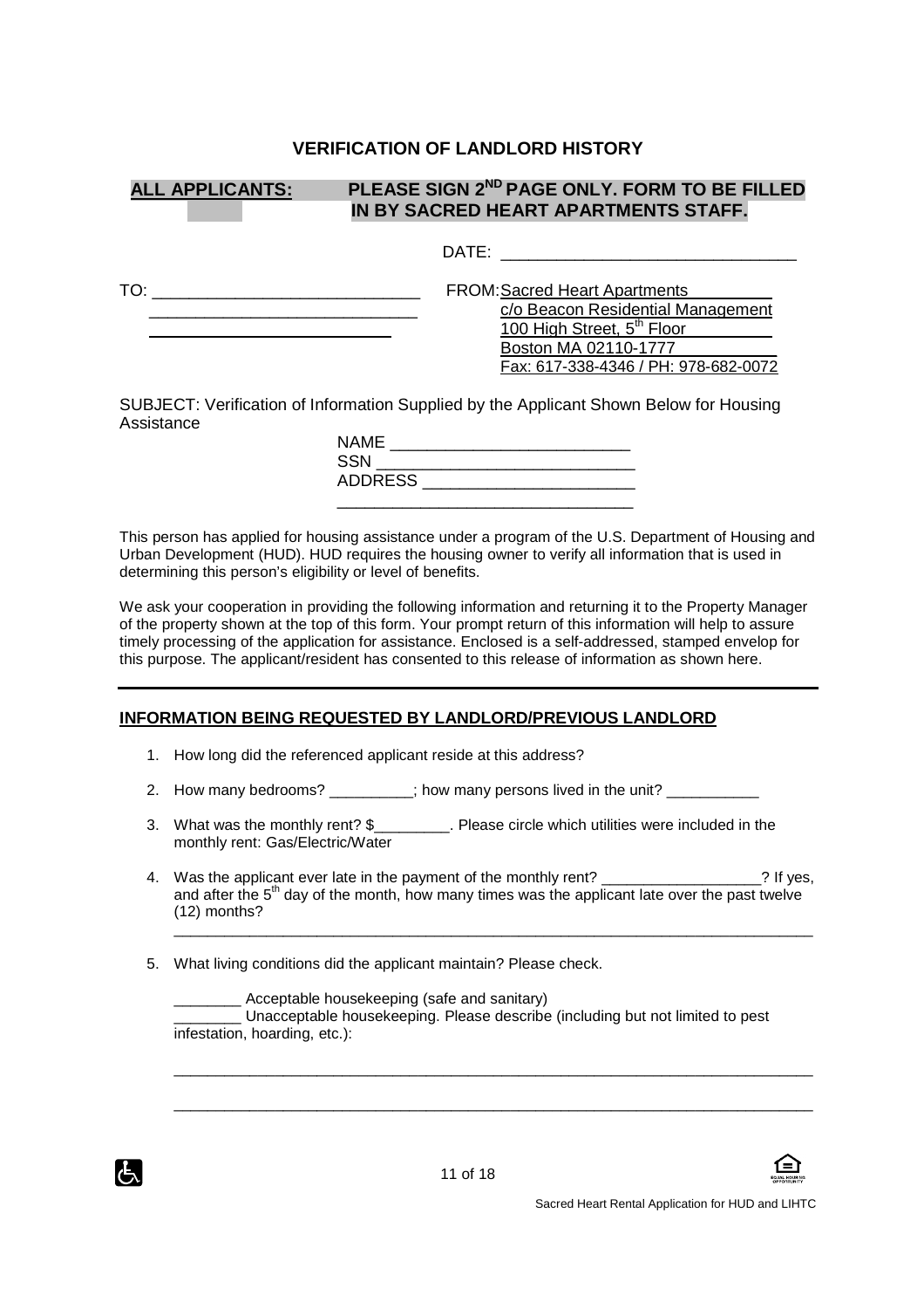## VERIFICATION OF LANDLORD HISTORY

**ALL APPLICANTS: PLEASE SIGN 2ND PAGE ONLY. FORM TO BE FILLED IN BY SACRED HEART APARTMENTS STAFF.**

DATE: ________________________________

TO: ______________________________
______________________________
______________________________

FROM: Sacred Heart Apartments
c/o Beacon Residential Management
100 High Street, 5th Floor
Boston MA 02110-1777
Fax: 617-338-4346 / PH: 978-682-0072

SUBJECT: Verification of Information Supplied by the Applicant Shown Below for Housing Assistance

NAME __________________________
SSN ____________________________
ADDRESS ________________________
________________________________

This person has applied for housing assistance under a program of the U.S. Department of Housing and Urban Development (HUD). HUD requires the housing owner to verify all information that is used in determining this person's eligibility or level of benefits.

We ask your cooperation in providing the following information and returning it to the Property Manager of the property shown at the top of this form. Your prompt return of this information will help to assure timely processing of the application for assistance. Enclosed is a self-addressed, stamped envelop for this purpose. The applicant/resident has consented to this release of information as shown here.

---

### INFORMATION BEING REQUESTED BY LANDLORD/PREVIOUS LANDLORD

1. How long did the referenced applicant reside at this address?
2. How many bedrooms? __________; how many persons lived in the unit? ___________
3. What was the monthly rent? $_________. Please circle which utilities were included in the monthly rent: Gas/Electric/Water
4. Was the applicant ever late in the payment of the monthly rent? ___________________? If yes, and after the 5th day of the month, how many times was the applicant late over the past twelve (12) months?
   ______________________________________________________________________________
5. What living conditions did the applicant maintain? Please check.

   ________ Acceptable housekeeping (safe and sanitary)
   ________ Unacceptable housekeeping. Please describe (including but not limited to pest infestation, hoarding, etc.):

   ______________________________________________________________________________

   ______________________________________________________________________________

Sacred Heart Rental Application for HUD and LIHTC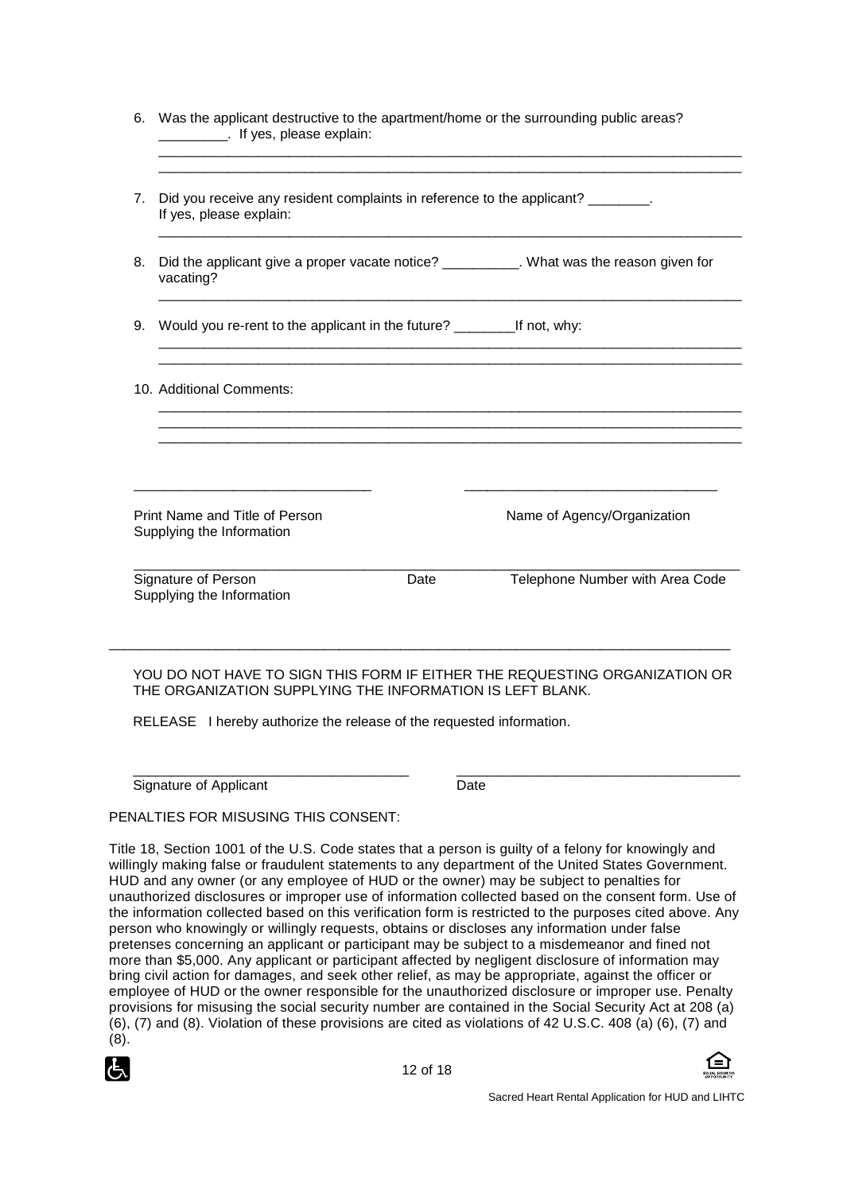6. Was the applicant destructive to the apartment/home or the surrounding public areas? _________. If yes, please explain:

_______________________________________________________________________________
_______________________________________________________________________________

7. Did you receive any resident complaints in reference to the applicant? ________. If yes, please explain:

_______________________________________________________________________________

8. Did the applicant give a proper vacate notice? __________. What was the reason given for vacating?

_______________________________________________________________________________

9. Would you re-rent to the applicant in the future? ________If not, why:

_______________________________________________________________________________
_______________________________________________________________________________

10. Additional Comments:

_______________________________________________________________________________
_______________________________________________________________________________
_______________________________________________________________________________

______________________________ ________________________________

Print Name and Title of Person Supplying the Information | Name of Agency/Organization

_______________________________________________________________________________

Signature of Person Supplying the Information | Date | Telephone Number with Area Code

---

YOU DO NOT HAVE TO SIGN THIS FORM IF EITHER THE REQUESTING ORGANIZATION OR THE ORGANIZATION SUPPLYING THE INFORMATION IS LEFT BLANK.

RELEASE I hereby authorize the release of the requested information.

___________________________________ _____________________________________

Signature of Applicant | Date

PENALTIES FOR MISUSING THIS CONSENT:

Title 18, Section 1001 of the U.S. Code states that a person is guilty of a felony for knowingly and willingly making false or fraudulent statements to any department of the United States Government. HUD and any owner (or any employee of HUD or the owner) may be subject to penalties for unauthorized disclosures or improper use of information collected based on the consent form. Use of the information collected based on this verification form is restricted to the purposes cited above. Any person who knowingly or willingly requests, obtains or discloses any information under false pretenses concerning an applicant or participant may be subject to a misdemeanor and fined not more than $5,000. Any applicant or participant affected by negligent disclosure of information may bring civil action for damages, and seek other relief, as may be appropriate, against the officer or employee of HUD or the owner responsible for the unauthorized disclosure or improper use. Penalty provisions for misusing the social security number are contained in the Social Security Act at 208 (a) (6), (7) and (8). Violation of these provisions are cited as violations of 42 U.S.C. 408 (a) (6), (7) and (8).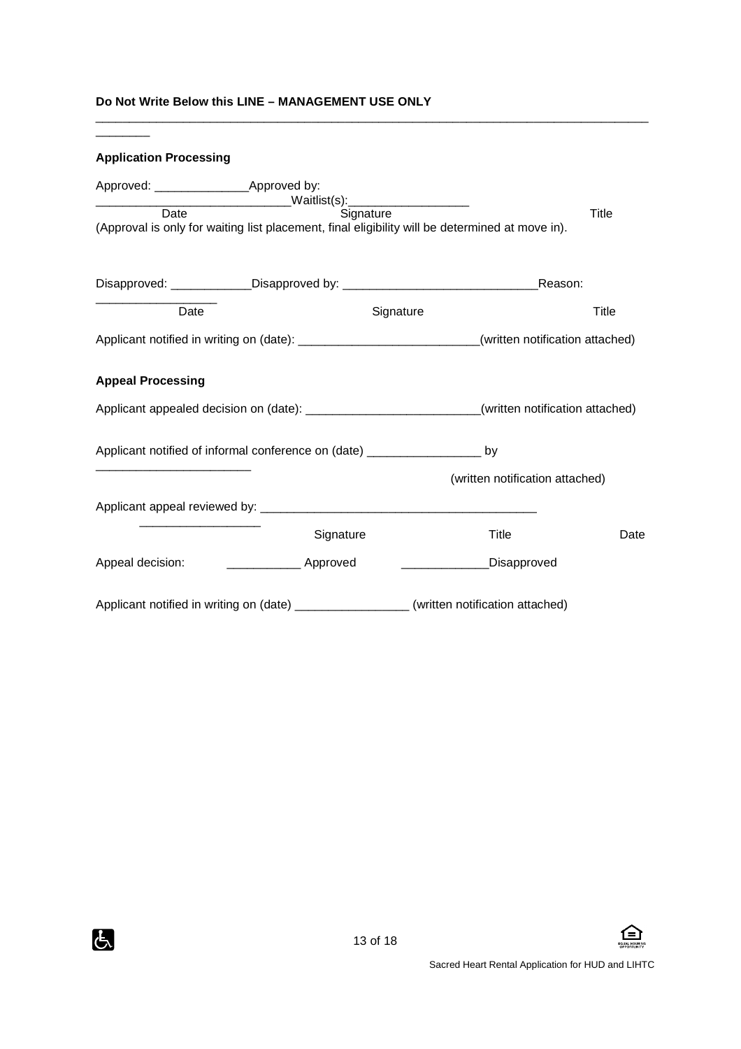**Do Not Write Below this LINE – MANAGEMENT USE ONLY**

___________________________________________________________________________________________

**Application Processing**

Approved: ______________Approved by: ____________________________Waitlist(s):__________________

Date Signature Title

(Approval is only for waiting list placement, final eligibility will be determined at move in).

Disapproved: ____________Disapproved by: _____________________________Reason: __________________

Date Signature Title

Applicant notified in writing on (date): ___________________________(written notification attached)

**Appeal Processing**

Applicant appealed decision on (date): __________________________(written notification attached)

Applicant notified of informal conference on (date) _________________ by _______________________

(written notification attached)

Applicant appeal reviewed by: _________________________________________ __________________

Signature Title Date

Appeal decision: ___________ Approved _____________Disapproved

Applicant notified in writing on (date) _________________ (written notification attached)

Sacred Heart Rental Application for HUD and LIHTC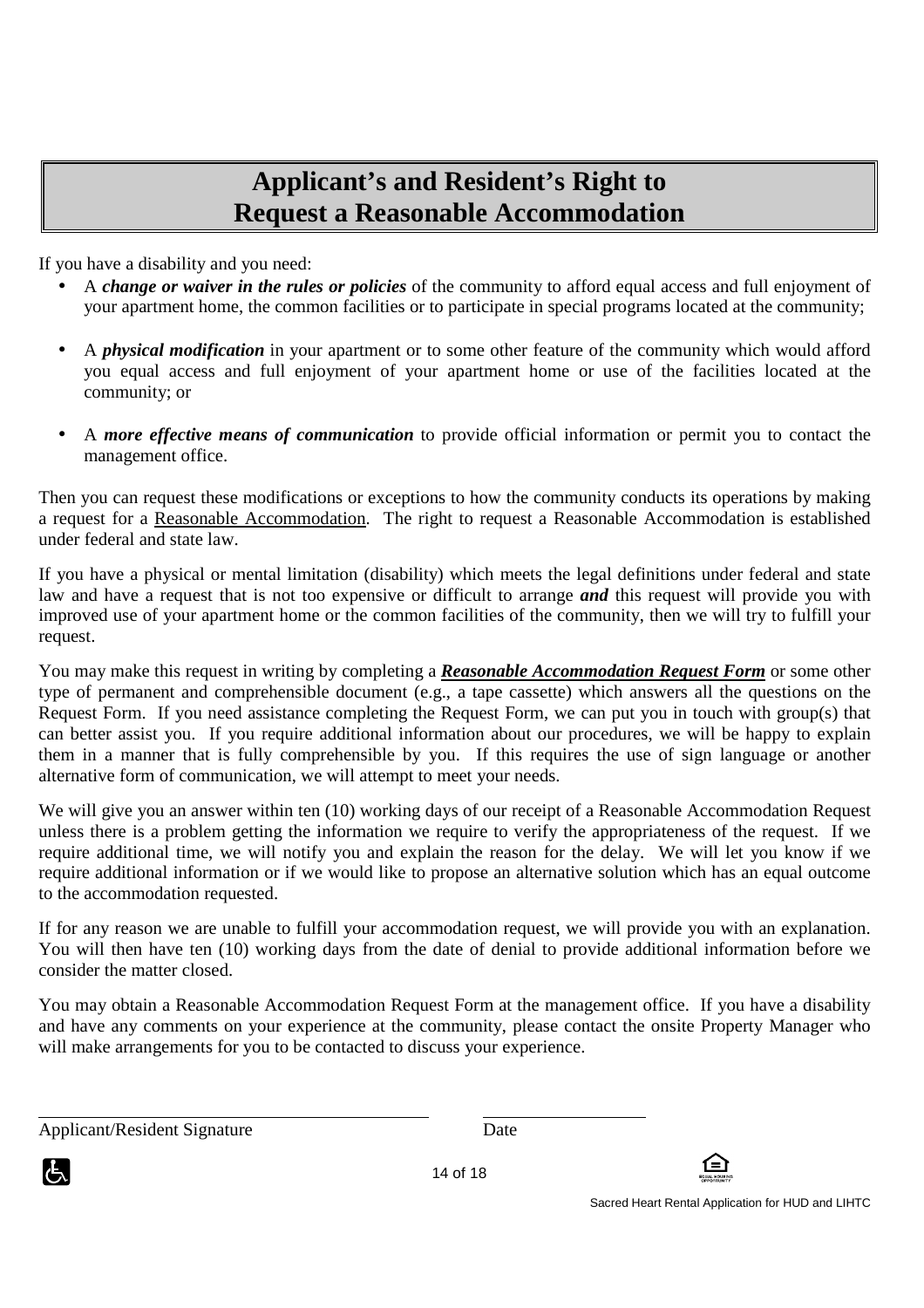# Applicant's and Resident's Right to Request a Reasonable Accommodation

If you have a disability and you need:

- A ***change or waiver in the rules or policies*** of the community to afford equal access and full enjoyment of your apartment home, the common facilities or to participate in special programs located at the community;

- A ***physical modification*** in your apartment or to some other feature of the community which would afford you equal access and full enjoyment of your apartment home or use of the facilities located at the community; or

- A ***more effective means of communication*** to provide official information or permit you to contact the management office.

Then you can request these modifications or exceptions to how the community conducts its operations by making a request for a <u>Reasonable Accommodation</u>. The right to request a Reasonable Accommodation is established under federal and state law.

If you have a physical or mental limitation (disability) which meets the legal definitions under federal and state law and have a request that is not too expensive or difficult to arrange ***and*** this request will provide you with improved use of your apartment home or the common facilities of the community, then we will try to fulfill your request.

You may make this request in writing by completing a ***<u>Reasonable Accommodation Request Form</u>*** or some other type of permanent and comprehensible document (e.g., a tape cassette) which answers all the questions on the Request Form. If you need assistance completing the Request Form, we can put you in touch with group(s) that can better assist you. If you require additional information about our procedures, we will be happy to explain them in a manner that is fully comprehensible by you. If this requires the use of sign language or another alternative form of communication, we will attempt to meet your needs.

We will give you an answer within ten (10) working days of our receipt of a Reasonable Accommodation Request unless there is a problem getting the information we require to verify the appropriateness of the request. If we require additional time, we will notify you and explain the reason for the delay. We will let you know if we require additional information or if we would like to propose an alternative solution which has an equal outcome to the accommodation requested.

If for any reason we are unable to fulfill your accommodation request, we will provide you with an explanation. You will then have ten (10) working days from the date of denial to provide additional information before we consider the matter closed.

You may obtain a Reasonable Accommodation Request Form at the management office. If you have a disability and have any comments on your experience at the community, please contact the onsite Property Manager who will make arrangements for you to be contacted to discuss your experience.

\_\_\_\_\_\_\_\_\_\_\_\_\_\_\_\_\_\_\_\_\_\_\_\_\_\_\_\_\_\_\_\_\_\_\_\_\_\_\_\_ \_\_\_\_\_\_\_\_\_\_\_\_\_\_\_\_\_\_\_\_
Applicant/Resident Signature Date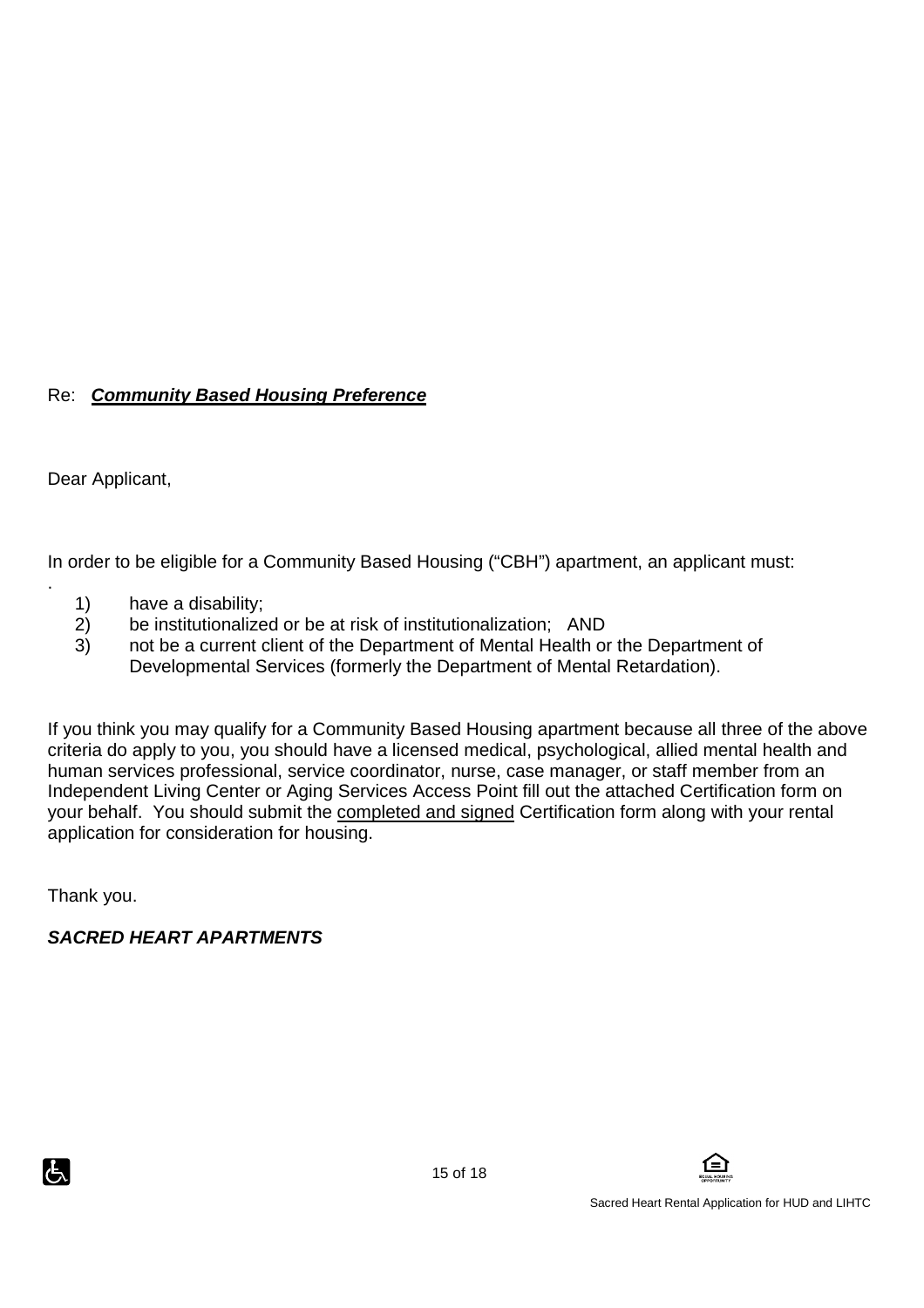Re: ***<u>Community Based Housing Preference</u>***

Dear Applicant,

In order to be eligible for a Community Based Housing ("CBH") apartment, an applicant must:

1) have a disability;
2) be institutionalized or be at risk of institutionalization; AND
3) not be a current client of the Department of Mental Health or the Department of Developmental Services (formerly the Department of Mental Retardation).

If you think you may qualify for a Community Based Housing apartment because all three of the above criteria do apply to you, you should have a licensed medical, psychological, allied mental health and human services professional, service coordinator, nurse, case manager, or staff member from an Independent Living Center or Aging Services Access Point fill out the attached Certification form on your behalf. You should submit the <u>completed and signed</u> Certification form along with your rental application for consideration for housing.

Thank you.

***SACRED HEART APARTMENTS***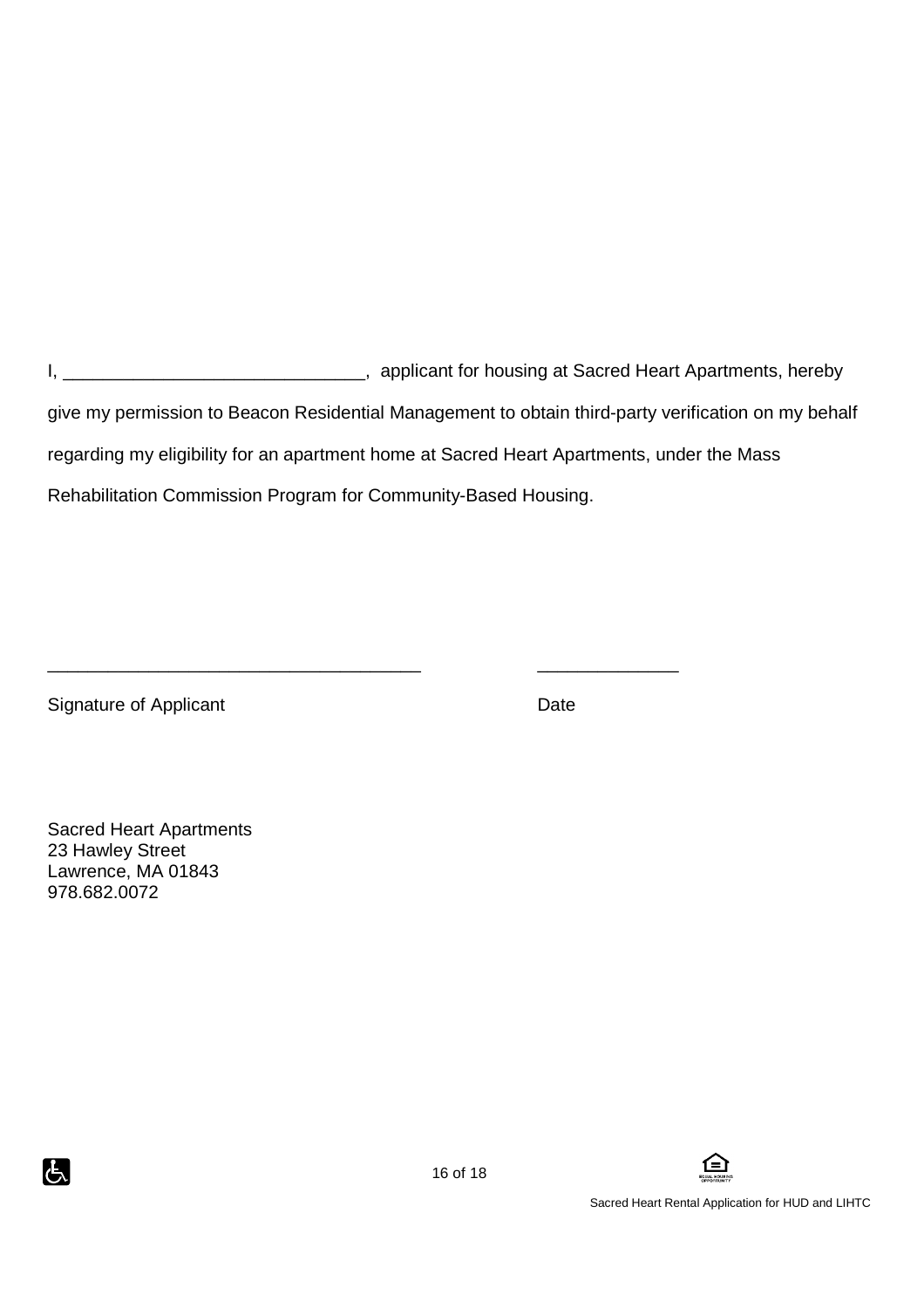I, ______________________________, applicant for housing at Sacred Heart Apartments, hereby give my permission to Beacon Residential Management to obtain third-party verification on my behalf regarding my eligibility for an apartment home at Sacred Heart Apartments, under the Mass Rehabilitation Commission Program for Community-Based Housing.

____________________________________ ______________

Signature of Applicant Date

Sacred Heart Apartments
23 Hawley Street
Lawrence, MA 01843
978.682.0072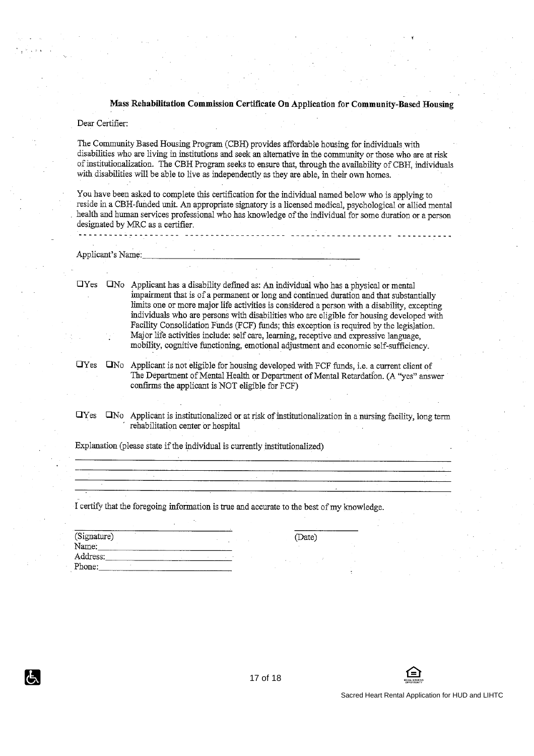## Mass Rehabilitation Commission Certificate On Application for Community-Based Housing

Dear Certifier:

The Community Based Housing Program (CBH) provides affordable housing for individuals with disabilities who are living in institutions and seek an alternative in the community or those who are at risk of institutionalization. The CBH Program seeks to ensure that, through the availability of CBH, individuals with disabilities will be able to live as independently as they are able, in their own homes.

You have been asked to complete this certification for the individual named below who is applying to reside in a CBH-funded unit. An appropriate signatory is a licensed medical, psychological or allied mental health and human services professional who has knowledge of the individual for some duration or a person designated by MRC as a certifier.

---

Applicant's Name:\_\_\_\_\_\_\_\_\_\_\_\_\_\_\_\_\_\_\_\_\_\_\_\_\_\_\_\_\_\_\_\_\_\_\_\_\_\_\_\_

☐Yes ☐No Applicant has a disability defined as: An individual who has a physical or mental impairment that is of a permanent or long and continued duration and that substantially limits one or more major life activities is considered a person with a disability, excepting individuals who are persons with disabilities who are eligible for housing developed with Facility Consolidation Funds (FCF) funds; this exception is required by the legislation. Major life activities include: self care, learning, receptive and expressive language, mobility, cognitive functioning, emotional adjustment and economic self-sufficiency.

☐Yes ☐No Applicant is not eligible for housing developed with FCF funds, i.e. a current client of The Department of Mental Health or Department of Mental Retardation. (A "yes" answer confirms the applicant is NOT eligible for FCF)

☐Yes ☐No Applicant is institutionalized or at risk of institutionalization in a nursing facility, long term rehabilitation center or hospital

Explanation (please state if the individual is currently institutionalized)

\_\_\_\_\_\_\_\_\_\_\_\_\_\_\_\_\_\_\_\_\_\_\_\_\_\_\_\_\_\_\_\_\_\_\_\_\_\_\_\_\_\_\_\_\_\_\_\_\_\_\_\_\_\_\_\_\_\_\_\_\_\_\_\_\_\_\_\_\_\_

\_\_\_\_\_\_\_\_\_\_\_\_\_\_\_\_\_\_\_\_\_\_\_\_\_\_\_\_\_\_\_\_\_\_\_\_\_\_\_\_\_\_\_\_\_\_\_\_\_\_\_\_\_\_\_\_\_\_\_\_\_\_\_\_\_\_\_\_\_\_

\_\_\_\_\_\_\_\_\_\_\_\_\_\_\_\_\_\_\_\_\_\_\_\_\_\_\_\_\_\_\_\_\_\_\_\_\_\_\_\_\_\_\_\_\_\_\_\_\_\_\_\_\_\_\_\_\_\_\_\_\_\_\_\_\_\_\_\_\_\_

\_\_\_\_\_\_\_\_\_\_\_\_\_\_\_\_\_\_\_\_\_\_\_\_\_\_\_\_\_\_\_\_\_\_\_\_\_\_\_\_\_\_\_\_\_\_\_\_\_\_\_\_\_\_\_\_\_\_\_\_\_\_\_\_\_\_\_\_\_\_

I certify that the foregoing information is true and accurate to the best of my knowledge.

\_\_\_\_\_\_\_\_\_\_\_\_\_\_\_\_\_\_\_\_\_\_\_\_\_\_\_\_ &nbsp;&nbsp;&nbsp;&nbsp; \_\_\_\_\_\_\_\_\_\_\_\_\_\_
(Signature) &nbsp;&nbsp;&nbsp;&nbsp; (Date)

Name:\_\_\_\_\_\_\_\_\_\_\_\_\_\_\_\_\_\_\_\_\_\_\_\_

Address:\_\_\_\_\_\_\_\_\_\_\_\_\_\_\_\_\_\_\_\_\_\_

Phone:\_\_\_\_\_\_\_\_\_\_\_\_\_\_\_\_\_\_\_\_\_\_\_\_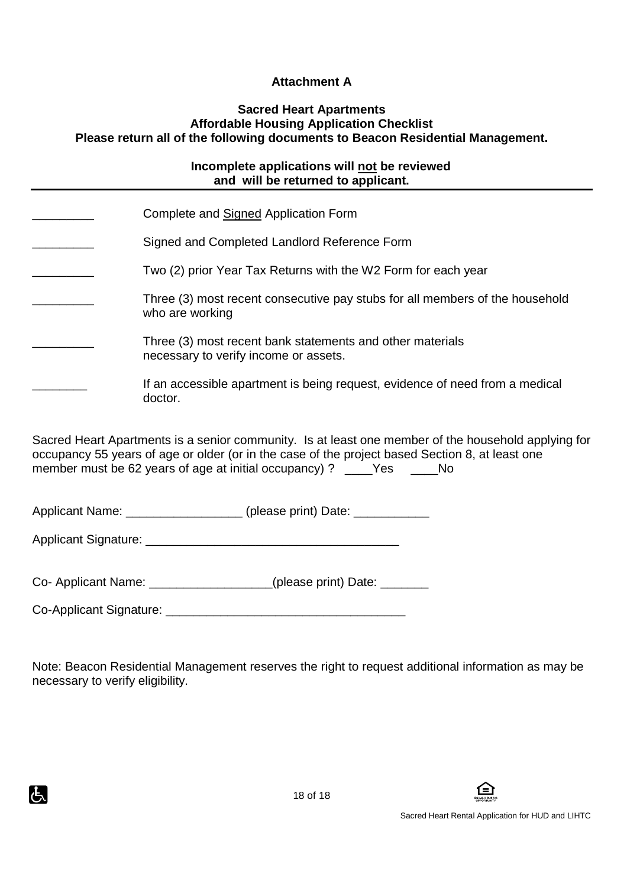**Attachment A**

**Sacred Heart Apartments**
**Affordable Housing Application Checklist**
**Please return all of the following documents to Beacon Residential Management.**

**Incomplete applications will not be reviewed and will be returned to applicant.**

---

_________ Complete and Signed Application Form

_________ Signed and Completed Landlord Reference Form

_________ Two (2) prior Year Tax Returns with the W2 Form for each year

_________ Three (3) most recent consecutive pay stubs for all members of the household who are working

_________ Three (3) most recent bank statements and other materials necessary to verify income or assets.

________ If an accessible apartment is being request, evidence of need from a medical doctor.

Sacred Heart Apartments is a senior community. Is at least one member of the household applying for occupancy 55 years of age or older (or in the case of the project based Section 8, at least one member must be 62 years of age at initial occupancy) ? ____Yes ____No

Applicant Name: _________________ (please print) Date: ___________

Applicant Signature: _____________________________________

Co- Applicant Name: __________________(please print) Date: _______

Co-Applicant Signature: ___________________________________

Note: Beacon Residential Management reserves the right to request additional information as may be necessary to verify eligibility.